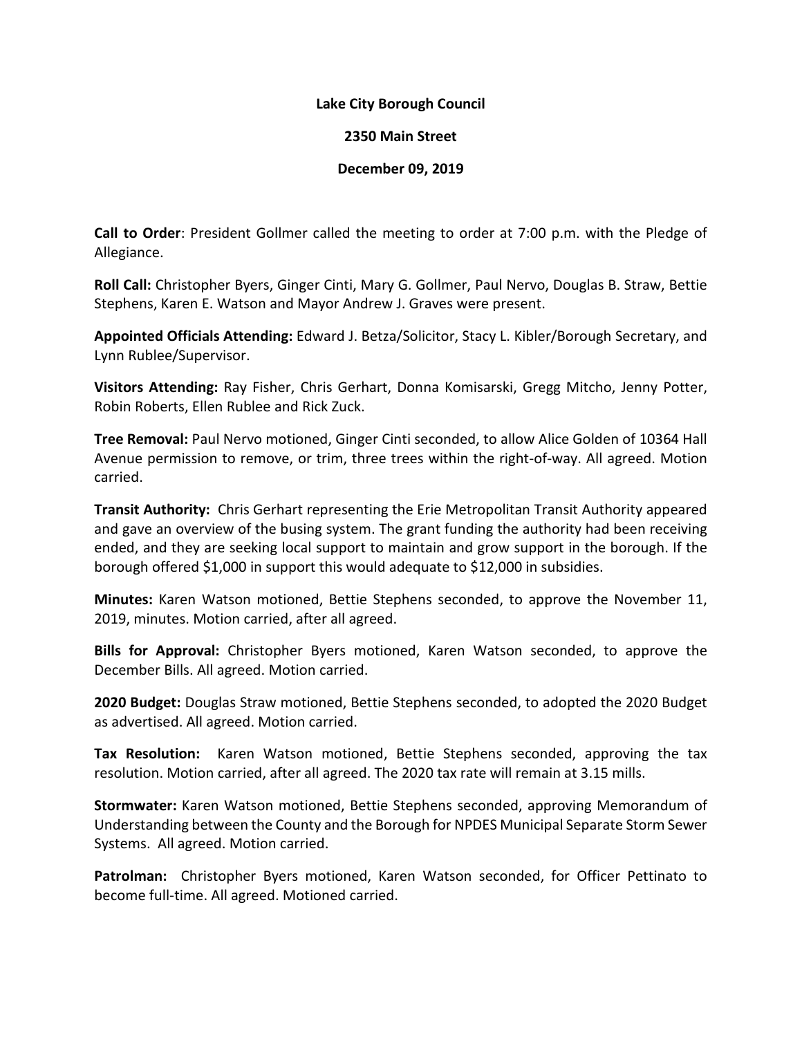**Lake City Borough Council**

**2350 Main Street**

**December 09, 2019**

**Call to Order**: President Gollmer called the meeting to order at 7:00 p.m. with the Pledge of Allegiance.

**Roll Call:** Christopher Byers, Ginger Cinti, Mary G. Gollmer, Paul Nervo, Douglas B. Straw, Bettie Stephens, Karen E. Watson and Mayor Andrew J. Graves were present.

**Appointed Officials Attending:** Edward J. Betza/Solicitor, Stacy L. Kibler/Borough Secretary, and Lynn Rublee/Supervisor.

**Visitors Attending:** Ray Fisher, Chris Gerhart, Donna Komisarski, Gregg Mitcho, Jenny Potter, Robin Roberts, Ellen Rublee and Rick Zuck.

**Tree Removal:** Paul Nervo motioned, Ginger Cinti seconded, to allow Alice Golden of 10364 Hall Avenue permission to remove, or trim, three trees within the right-of-way. All agreed. Motion carried.

**Transit Authority:** Chris Gerhart representing the Erie Metropolitan Transit Authority appeared and gave an overview of the busing system. The grant funding the authority had been receiving ended, and they are seeking local support to maintain and grow support in the borough. If the borough offered $1,000 in support this would adequate to $12,000 in subsidies.

**Minutes:** Karen Watson motioned, Bettie Stephens seconded, to approve the November 11, 2019, minutes. Motion carried, after all agreed.

**Bills for Approval:** Christopher Byers motioned, Karen Watson seconded, to approve the December Bills. All agreed. Motion carried.

**2020 Budget:** Douglas Straw motioned, Bettie Stephens seconded, to adopted the 2020 Budget as advertised. All agreed. Motion carried.

**Tax Resolution:** Karen Watson motioned, Bettie Stephens seconded, approving the tax resolution. Motion carried, after all agreed. The 2020 tax rate will remain at 3.15 mills.

**Stormwater:** Karen Watson motioned, Bettie Stephens seconded, approving Memorandum of Understanding between the County and the Borough for NPDES Municipal Separate Storm Sewer Systems. All agreed. Motion carried.

**Patrolman:** Christopher Byers motioned, Karen Watson seconded, for Officer Pettinato to become full-time. All agreed. Motioned carried.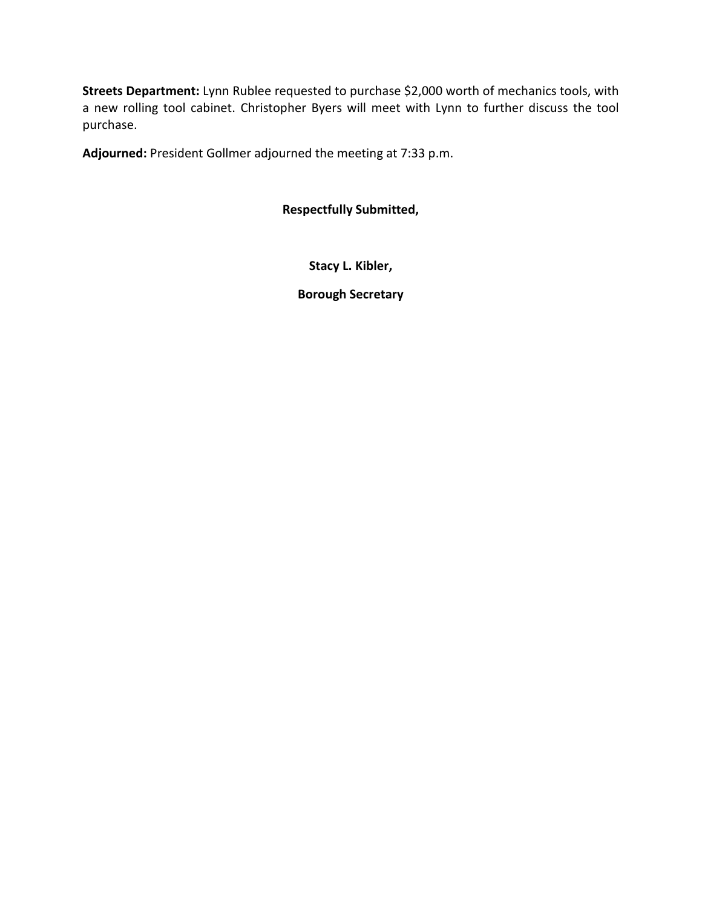**Streets Department:** Lynn Rublee requested to purchase $2,000 worth of mechanics tools, with a new rolling tool cabinet. Christopher Byers will meet with Lynn to further discuss the tool purchase.

**Adjourned:** President Gollmer adjourned the meeting at 7:33 p.m.

**Respectfully Submitted,**

**Stacy L. Kibler,**

**Borough Secretary**